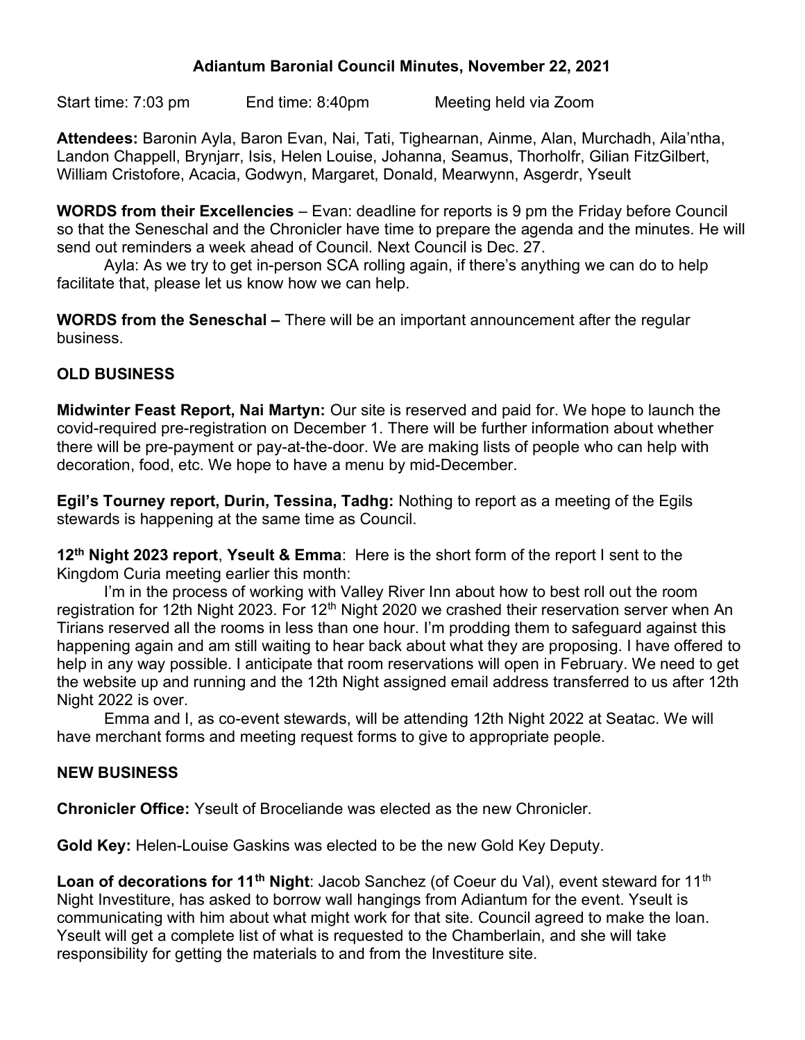# Adiantum Baronial Council Minutes, November 22, 2021

Start time: 7:03 pm End time: 8:40pm Meeting held via Zoom

**Attendees:** Baronin Ayla, Baron Evan, Nai, Tati, Tighearnan, Ainme, Alan, Murchadh, Aila'ntha, Landon Chappell, Brynjarr, Isis, Helen Louise, Johanna, Seamus, Thorholfr, Gilian FitzGilbert, William Cristofore, Acacia, Godwyn, Margaret, Donald, Mearwynn, Asgerdr, Yseult

**WORDS from their Excellencies** – Evan: deadline for reports is 9 pm the Friday before Council so that the Seneschal and the Chronicler have time to prepare the agenda and the minutes. He will send out reminders a week ahead of Council. Next Council is Dec. 27.

Ayla: As we try to get in-person SCA rolling again, if there's anything we can do to help facilitate that, please let us know how we can help.

**WORDS from the Seneschal –** There will be an important announcement after the regular business.

## OLD BUSINESS

**Midwinter Feast Report, Nai Martyn:** Our site is reserved and paid for. We hope to launch the covid-required pre-registration on December 1. There will be further information about whether there will be pre-payment or pay-at-the-door. We are making lists of people who can help with decoration, food, etc. We hope to have a menu by mid-December.

**Egil's Tourney report, Durin, Tessina, Tadhg:** Nothing to report as a meeting of the Egils stewards is happening at the same time as Council.

**12th Night 2023 report**, **Yseult & Emma**: Here is the short form of the report I sent to the Kingdom Curia meeting earlier this month:

I'm in the process of working with Valley River Inn about how to best roll out the room registration for 12th Night 2023. For 12th Night 2020 we crashed their reservation server when An Tirians reserved all the rooms in less than one hour. I'm prodding them to safeguard against this happening again and am still waiting to hear back about what they are proposing. I have offered to help in any way possible. I anticipate that room reservations will open in February. We need to get the website up and running and the 12th Night assigned email address transferred to us after 12th Night 2022 is over.

Emma and I, as co-event stewards, will be attending 12th Night 2022 at Seatac. We will have merchant forms and meeting request forms to give to appropriate people.

## NEW BUSINESS

**Chronicler Office:** Yseult of Broceliande was elected as the new Chronicler.

**Gold Key:** Helen-Louise Gaskins was elected to be the new Gold Key Deputy.

**Loan of decorations for 11th Night**: Jacob Sanchez (of Coeur du Val), event steward for 11th Night Investiture, has asked to borrow wall hangings from Adiantum for the event. Yseult is communicating with him about what might work for that site. Council agreed to make the loan. Yseult will get a complete list of what is requested to the Chamberlain, and she will take responsibility for getting the materials to and from the Investiture site.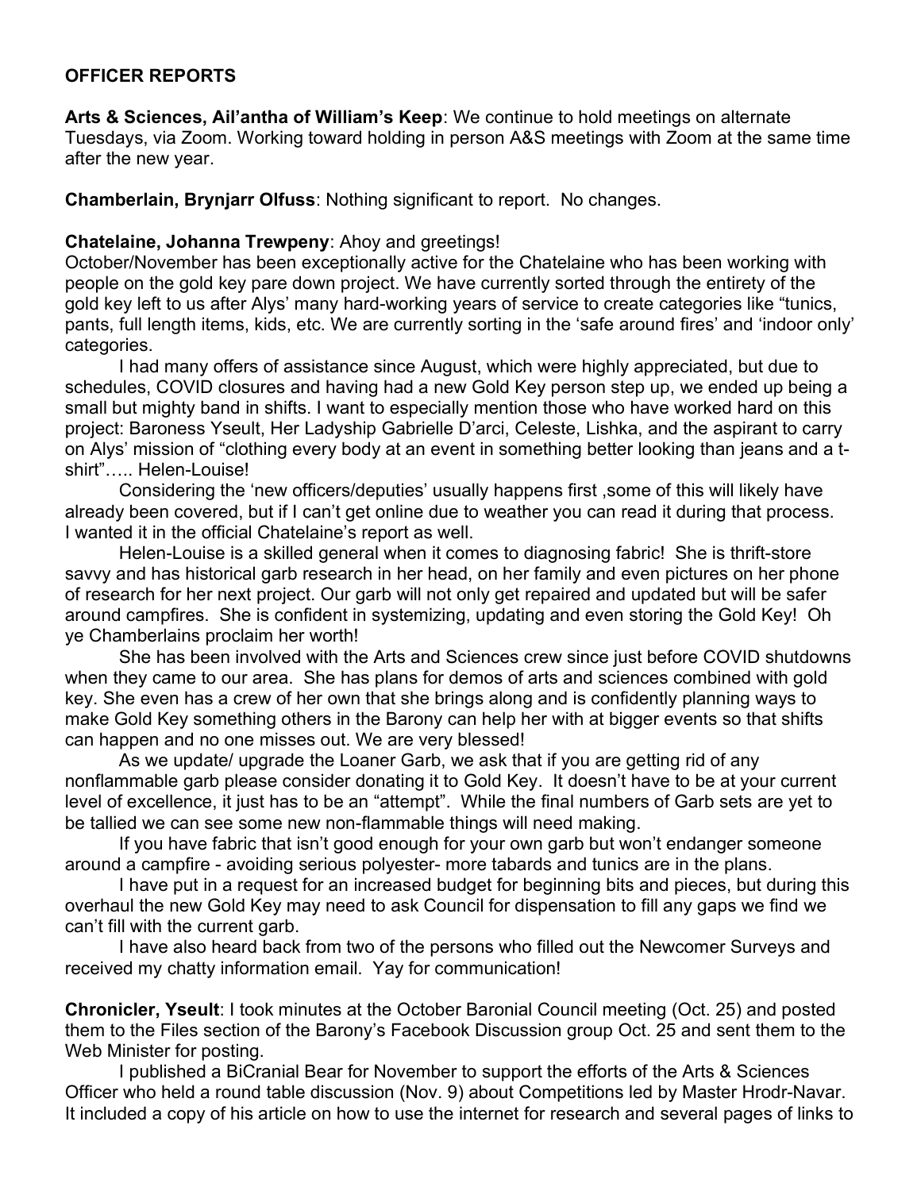**OFFICER REPORTS**

**Arts & Sciences, Ail'antha of William's Keep**: We continue to hold meetings on alternate Tuesdays, via Zoom. Working toward holding in person A&S meetings with Zoom at the same time after the new year.

**Chamberlain, Brynjarr Olfuss**: Nothing significant to report. No changes.

**Chatelaine, Johanna Trewpeny**: Ahoy and greetings!

October/November has been exceptionally active for the Chatelaine who has been working with people on the gold key pare down project. We have currently sorted through the entirety of the gold key left to us after Alys' many hard-working years of service to create categories like "tunics, pants, full length items, kids, etc. We are currently sorting in the 'safe around fires' and 'indoor only' categories.

I had many offers of assistance since August, which were highly appreciated, but due to schedules, COVID closures and having had a new Gold Key person step up, we ended up being a small but mighty band in shifts. I want to especially mention those who have worked hard on this project: Baroness Yseult, Her Ladyship Gabrielle D'arci, Celeste, Lishka, and the aspirant to carry on Alys' mission of "clothing every body at an event in something better looking than jeans and a t-shirt"….. Helen-Louise!

Considering the 'new officers/deputies' usually happens first ,some of this will likely have already been covered, but if I can't get online due to weather you can read it during that process. I wanted it in the official Chatelaine's report as well.

Helen-Louise is a skilled general when it comes to diagnosing fabric! She is thrift-store savvy and has historical garb research in her head, on her family and even pictures on her phone of research for her next project. Our garb will not only get repaired and updated but will be safer around campfires. She is confident in systemizing, updating and even storing the Gold Key! Oh ye Chamberlains proclaim her worth!

She has been involved with the Arts and Sciences crew since just before COVID shutdowns when they came to our area. She has plans for demos of arts and sciences combined with gold key. She even has a crew of her own that she brings along and is confidently planning ways to make Gold Key something others in the Barony can help her with at bigger events so that shifts can happen and no one misses out. We are very blessed!

As we update/ upgrade the Loaner Garb, we ask that if you are getting rid of any nonflammable garb please consider donating it to Gold Key. It doesn't have to be at your current level of excellence, it just has to be an "attempt". While the final numbers of Garb sets are yet to be tallied we can see some new non-flammable things will need making.

If you have fabric that isn't good enough for your own garb but won't endanger someone around a campfire - avoiding serious polyester- more tabards and tunics are in the plans.

I have put in a request for an increased budget for beginning bits and pieces, but during this overhaul the new Gold Key may need to ask Council for dispensation to fill any gaps we find we can't fill with the current garb.

I have also heard back from two of the persons who filled out the Newcomer Surveys and received my chatty information email. Yay for communication!

**Chronicler, Yseult**: I took minutes at the October Baronial Council meeting (Oct. 25) and posted them to the Files section of the Barony's Facebook Discussion group Oct. 25 and sent them to the Web Minister for posting.

I published a BiCranial Bear for November to support the efforts of the Arts & Sciences Officer who held a round table discussion (Nov. 9) about Competitions led by Master Hrodr-Navar. It included a copy of his article on how to use the internet for research and several pages of links to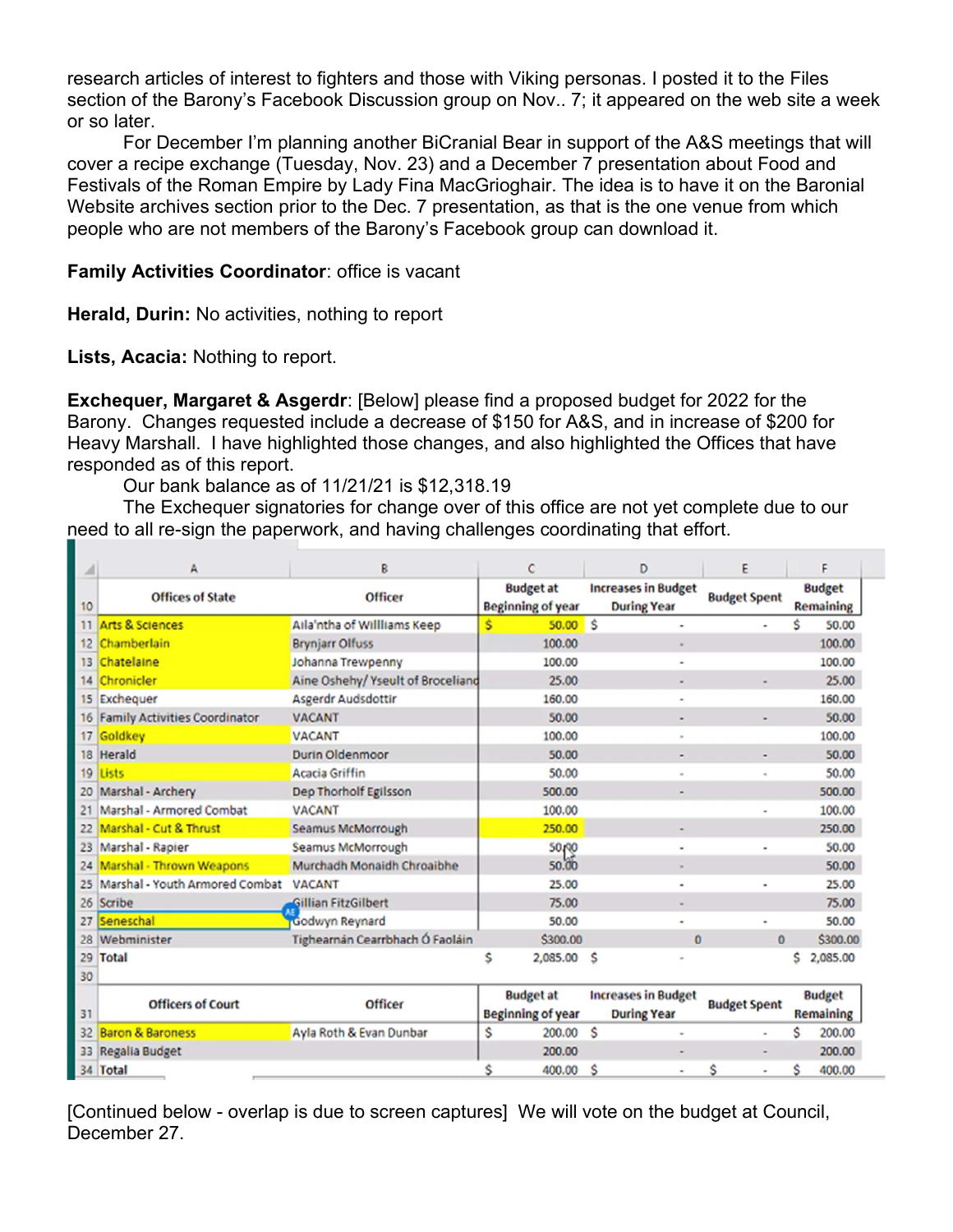research articles of interest to fighters and those with Viking personas. I posted it to the Files section of the Barony's Facebook Discussion group on Nov.. 7; it appeared on the web site a week or so later.

For December I'm planning another BiCranial Bear in support of the A&S meetings that will cover a recipe exchange (Tuesday, Nov. 23) and a December 7 presentation about Food and Festivals of the Roman Empire by Lady Fina MacGrioghair. The idea is to have it on the Baronial Website archives section prior to the Dec. 7 presentation, as that is the one venue from which people who are not members of the Barony's Facebook group can download it.

**Family Activities Coordinator**: office is vacant

**Herald, Durin:** No activities, nothing to report

**Lists, Acacia:** Nothing to report.

**Exchequer, Margaret & Asgerdr**: [Below] please find a proposed budget for 2022 for the Barony. Changes requested include a decrease of $150 for A&S, and in increase of $200 for Heavy Marshall. I have highlighted those changes, and also highlighted the Offices that have responded as of this report.

Our bank balance as of 11/21/21 is $12,318.19

The Exchequer signatories for change over of this office are not yet complete due to our need to all re-sign the paperwork, and having challenges coordinating that effort.

| | A | B | C | D | E | F |
|---|---|---|---|---|---|---|
| 10 | Offices of State | Officer | Budget at Beginning of year | Increases in Budget During Year | Budget Spent | Budget Remaining |
| 11 | Arts & Sciences | Aila'ntha of Willliams Keep | $ 50.00 | $ - | - | $ 50.00 |
| 12 | Chamberlain | Brynjarr Olfuss | 100.00 | - | | 100.00 |
| 13 | Chatelaine | Johanna Trewpenny | 100.00 | - | | 100.00 |
| 14 | Chronicler | Aine Oshehy/ Yseult of Broceliand | 25.00 | - | - | 25.00 |
| 15 | Exchequer | Asgerdr Audsdottir | 160.00 | - | | 160.00 |
| 16 | Family Activities Coordinator | VACANT | 50.00 | - | - | 50.00 |
| 17 | Goldkey | VACANT | 100.00 | - | | 100.00 |
| 18 | Herald | Durin Oldenmoor | 50.00 | - | - | 50.00 |
| 19 | Lists | Acacia Griffin | 50.00 | - | - | 50.00 |
| 20 | Marshal - Archery | Dep Thorholf Egilsson | 500.00 | - | | 500.00 |
| 21 | Marshal - Armored Combat | VACANT | 100.00 | | - | 100.00 |
| 22 | Marshal - Cut & Thrust | Seamus McMorrough | 250.00 | - | | 250.00 |
| 23 | Marshal - Rapier | Seamus McMorrough | 50.00 | - | - | 50.00 |
| 24 | Marshal - Thrown Weapons | Murchadh Monaidh Chroaibhe | 50.00 | - | | 50.00 |
| 25 | Marshal - Youth Armored Combat | VACANT | 25.00 | - | - | 25.00 |
| 26 | Scribe | Gillian FitzGilbert | 75.00 | - | | 75.00 |
| 27 | Seneschal | Godwyn Reynard | 50.00 | - | - | 50.00 |
| 28 | Webminister | Tighearnán Cearrbhach Ó Faoláin | $300.00 | 0 | 0 | $300.00 |
| 29 | Total | | $ 2,085.00 | $ - | | $ 2,085.00 |
| 30 | | | | | | |
| 31 | Officers of Court | Officer | Budget at Beginning of year | Increases in Budget During Year | Budget Spent | Budget Remaining |
| 32 | Baron & Baroness | Ayla Roth & Evan Dunbar | $ 200.00 | $ - | - | $ 200.00 |
| 33 | Regalia Budget | | 200.00 | - | - | 200.00 |
| 34 | Total | | $ 400.00 | $ - | $ - | $ 400.00 |

[Continued below - overlap is due to screen captures] We will vote on the budget at Council, December 27.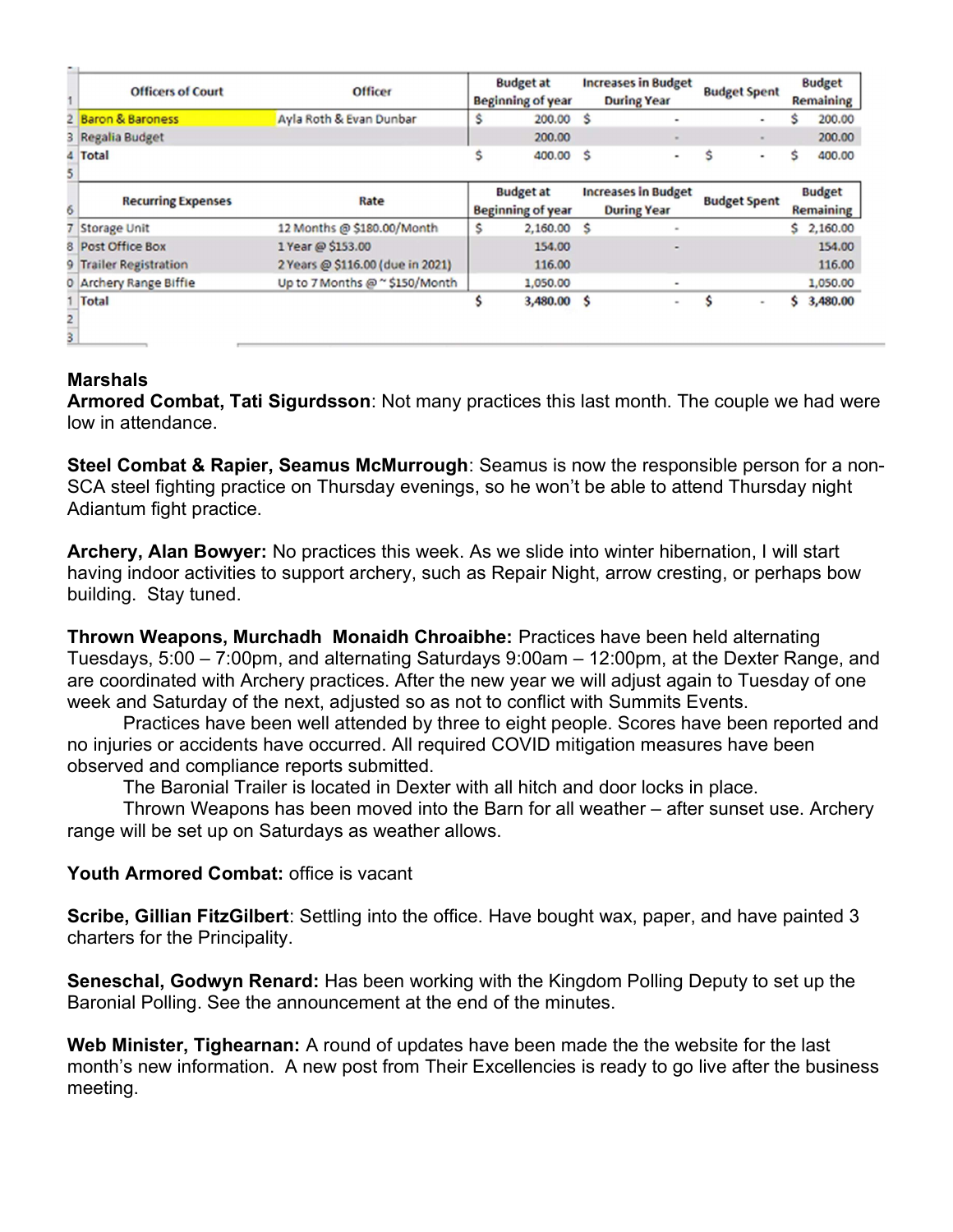| Officers of Court | Officer | Budget at Beginning of year | Increases in Budget During Year | Budget Spent | Budget Remaining |
|---|---|---|---|---|---|
| Baron & Baroness | Ayla Roth & Evan Dunbar | $ 200.00 | $ - | - | $ 200.00 |
| Regalia Budget | | 200.00 | - | - | 200.00 |
| Total | | $ 400.00 | $ - | $ - | $ 400.00 |

| Recurring Expenses | Rate | Budget at Beginning of year | Increases in Budget During Year | Budget Spent | Budget Remaining |
|---|---|---|---|---|---|
| Storage Unit | 12 Months @ $180.00/Month | $ 2,160.00 | $ - | | $ 2,160.00 |
| Post Office Box | 1 Year @ $153.00 | 154.00 | - | | 154.00 |
| Trailer Registration | 2 Years @ $116.00 (due in 2021) | 116.00 | | | 116.00 |
| Archery Range Biffie | Up to 7 Months @ ~ $150/Month | 1,050.00 | - | | 1,050.00 |
| Total | | $ 3,480.00 | $ - | $ - | $ 3,480.00 |

**Marshals**

**Armored Combat, Tati Sigurdsson**: Not many practices this last month. The couple we had were low in attendance.

**Steel Combat & Rapier, Seamus McMurrough**: Seamus is now the responsible person for a non-SCA steel fighting practice on Thursday evenings, so he won't be able to attend Thursday night Adiantum fight practice.

**Archery, Alan Bowyer:** No practices this week. As we slide into winter hibernation, I will start having indoor activities to support archery, such as Repair Night, arrow cresting, or perhaps bow building. Stay tuned.

**Thrown Weapons, Murchadh Monaidh Chroaibhe:** Practices have been held alternating Tuesdays, 5:00 – 7:00pm, and alternating Saturdays 9:00am – 12:00pm, at the Dexter Range, and are coordinated with Archery practices. After the new year we will adjust again to Tuesday of one week and Saturday of the next, adjusted so as not to conflict with Summits Events.

Practices have been well attended by three to eight people. Scores have been reported and no injuries or accidents have occurred. All required COVID mitigation measures have been observed and compliance reports submitted.

The Baronial Trailer is located in Dexter with all hitch and door locks in place.

Thrown Weapons has been moved into the Barn for all weather – after sunset use. Archery range will be set up on Saturdays as weather allows.

**Youth Armored Combat:** office is vacant

**Scribe, Gillian FitzGilbert**: Settling into the office. Have bought wax, paper, and have painted 3 charters for the Principality.

**Seneschal, Godwyn Renard:** Has been working with the Kingdom Polling Deputy to set up the Baronial Polling. See the announcement at the end of the minutes.

**Web Minister, Tighearnan:** A round of updates have been made the the website for the last month's new information. A new post from Their Excellencies is ready to go live after the business meeting.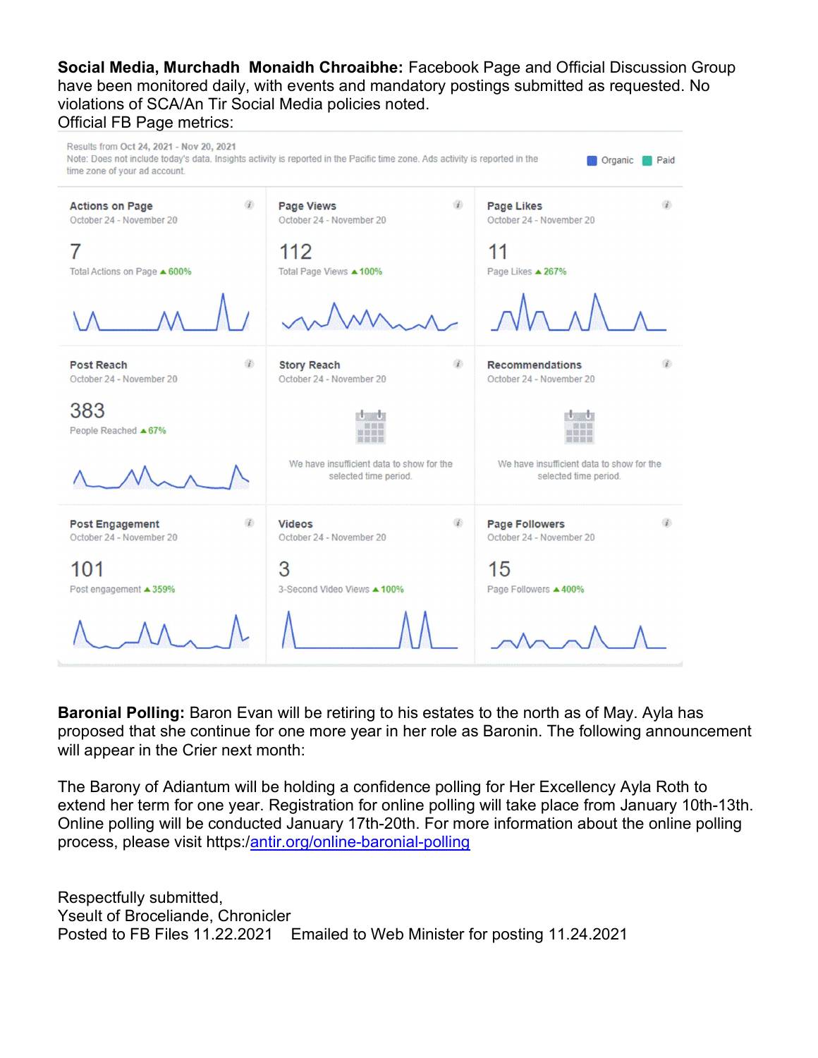**Social Media, Murchadh Monaidh Chroaibhe:** Facebook Page and Official Discussion Group have been monitored daily, with events and mandatory postings submitted as requested. No violations of SCA/An Tir Social Media policies noted.
Official FB Page metrics:

Results from Oct 24, 2021 - Nov 20, 2021
Note: Does not include today's data. Insights activity is reported in the Pacific time zone. Ads activity is reported in the time zone of your ad account.

Organic
Paid

Actions on Page
October 24 - November 20
7
Total Actions on Page ▲600%

Page Views
October 24 - November 20
112
Total Page Views ▲100%

Page Likes
October 24 - November 20
11
Page Likes ▲267%

Post Reach
October 24 - November 20
383
People Reached ▲67%

Story Reach
October 24 - November 20
We have insufficient data to show for the selected time period.

Recommendations
October 24 - November 20
We have insufficient data to show for the selected time period.

Post Engagement
October 24 - November 20
101
Post engagement ▲359%

Videos
October 24 - November 20
3
3-Second Video Views ▲100%

Page Followers
October 24 - November 20
15
Page Followers ▲400%

**Baronial Polling:** Baron Evan will be retiring to his estates to the north as of May. Ayla has proposed that she continue for one more year in her role as Baronin. The following announcement will appear in the Crier next month:

The Barony of Adiantum will be holding a confidence polling for Her Excellency Ayla Roth to extend her term for one year. Registration for online polling will take place from January 10th-13th. Online polling will be conducted January 17th-20th. For more information about the online polling process, please visit https:/antir.org/online-baronial-polling

Respectfully submitted,
Yseult of Broceliande, Chronicler
Posted to FB Files 11.22.2021   Emailed to Web Minister for posting 11.24.2021